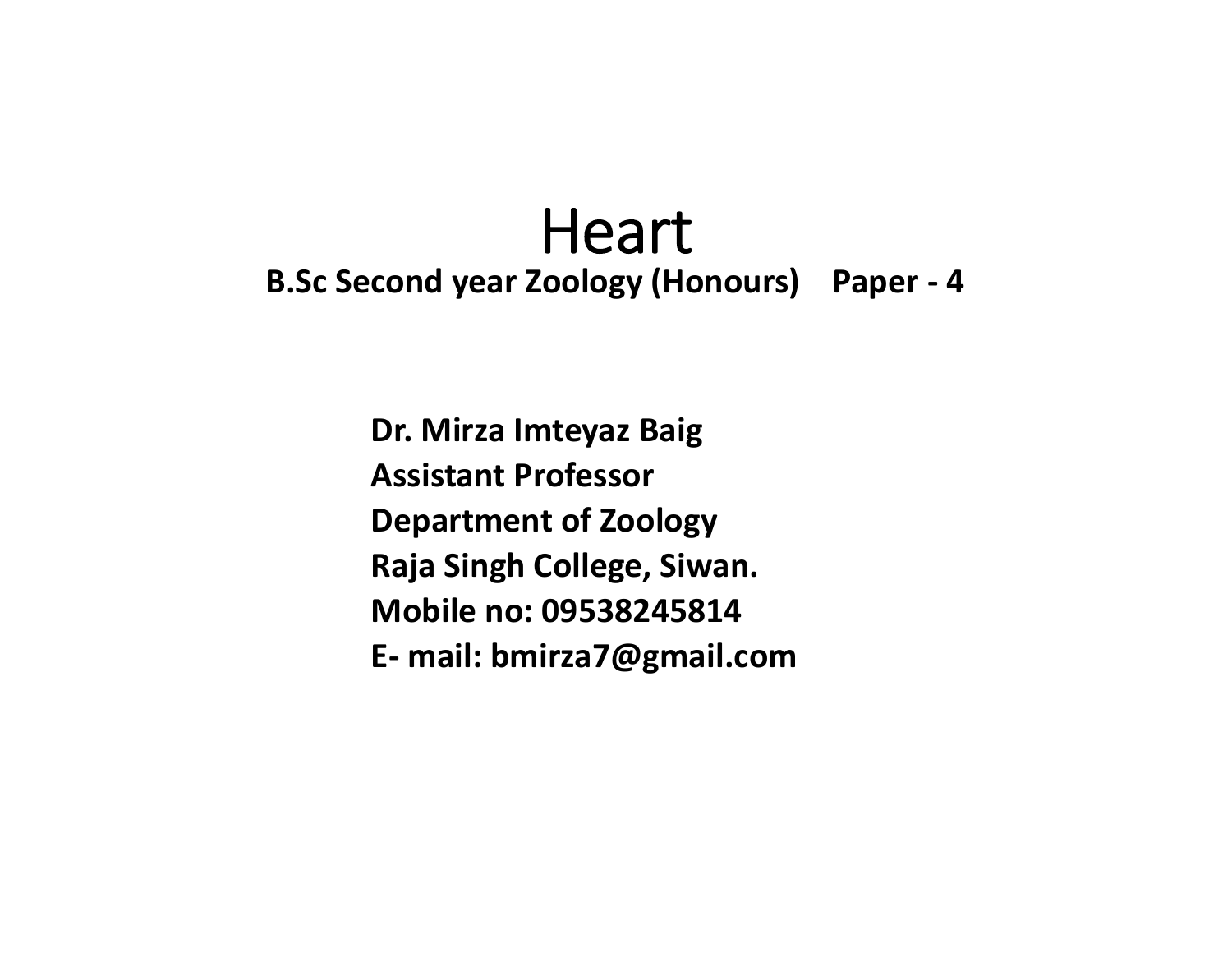# Heart

**B.Sc Second year Zoology (Honours) Paper - 4**

**Dr. Mirza Imteyaz Baig**
**Assistant Professor**
**Department of Zoology**
**Raja Singh College, Siwan.**
**Mobile no: 09538245814**
**E- mail: bmirza7@gmail.com**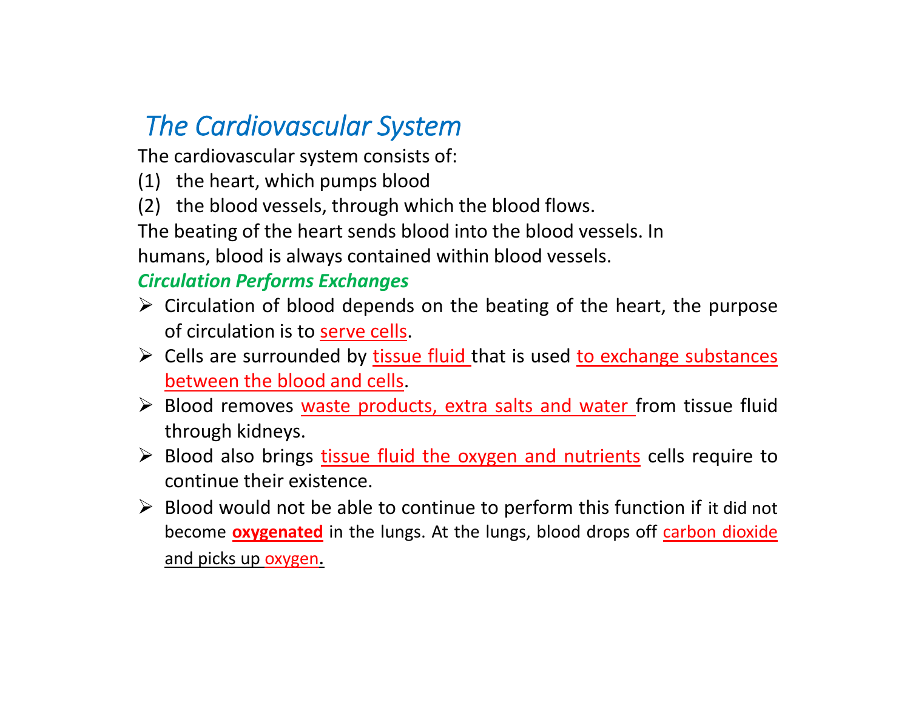## *The Cardiovascular System*

The cardiovascular system consists of:

(1) the heart, which pumps blood

(2) the blood vessels, through which the blood flows.

The beating of the heart sends blood into the blood vessels. In humans, blood is always contained within blood vessels.

### ***Circulation Performs Exchanges***

- Circulation of blood depends on the beating of the heart, the purpose of circulation is to serve cells.
- Cells are surrounded by tissue fluid that is used to exchange substances between the blood and cells.
- Blood removes waste products, extra salts and water from tissue fluid through kidneys.
- Blood also brings tissue fluid the oxygen and nutrients cells require to continue their existence.
- Blood would not be able to continue to perform this function if it did not become **oxygenated** in the lungs. At the lungs, blood drops off carbon dioxide and picks up oxygen.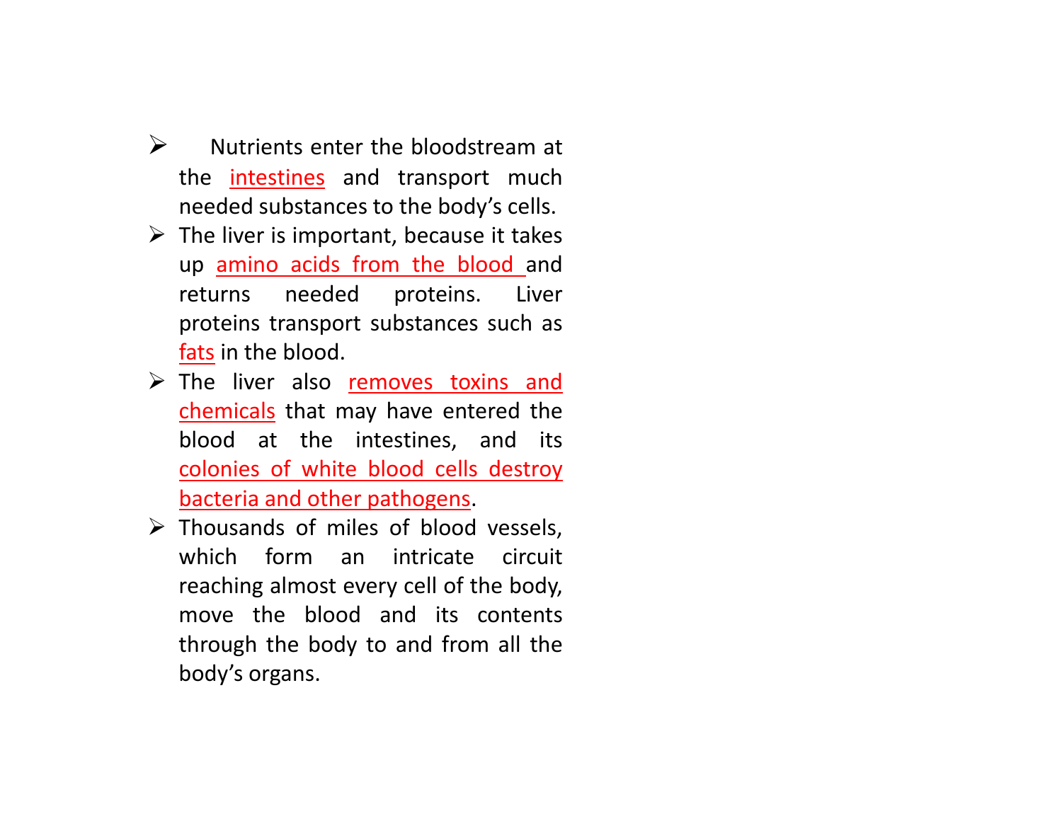- Nutrients enter the bloodstream at the intestines and transport much needed substances to the body's cells.
- The liver is important, because it takes up amino acids from the blood and returns needed proteins. Liver proteins transport substances such as fats in the blood.
- The liver also removes toxins and chemicals that may have entered the blood at the intestines, and its colonies of white blood cells destroy bacteria and other pathogens.
- Thousands of miles of blood vessels, which form an intricate circuit reaching almost every cell of the body, move the blood and its contents through the body to and from all the body's organs.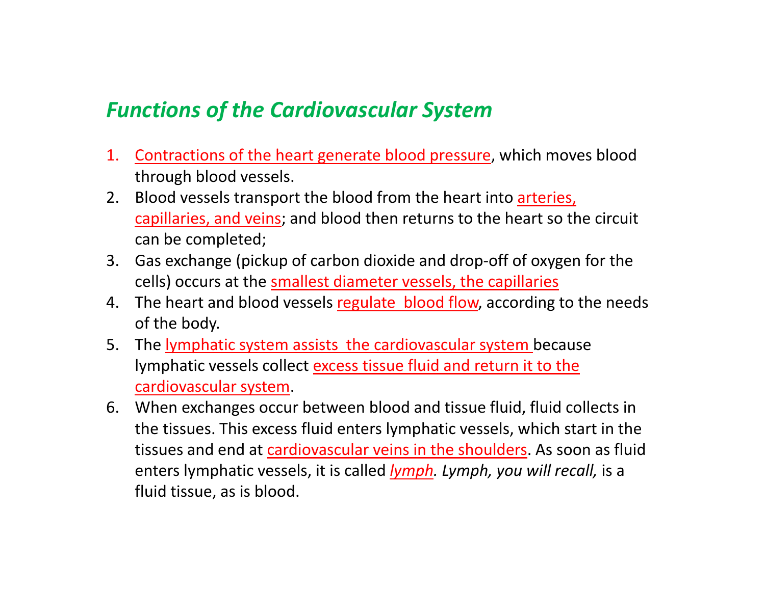## *Functions of the Cardiovascular System*

1. Contractions of the heart generate blood pressure, which moves blood through blood vessels.
2. Blood vessels transport the blood from the heart into arteries, capillaries, and veins; and blood then returns to the heart so the circuit can be completed;
3. Gas exchange (pickup of carbon dioxide and drop-off of oxygen for the cells) occurs at the smallest diameter vessels, the capillaries
4. The heart and blood vessels regulate blood flow, according to the needs of the body.
5. The lymphatic system assists the cardiovascular system because lymphatic vessels collect excess tissue fluid and return it to the cardiovascular system.
6. When exchanges occur between blood and tissue fluid, fluid collects in the tissues. This excess fluid enters lymphatic vessels, which start in the tissues and end at cardiovascular veins in the shoulders. As soon as fluid enters lymphatic vessels, it is called *lymph. Lymph, you will recall,* is a fluid tissue, as is blood.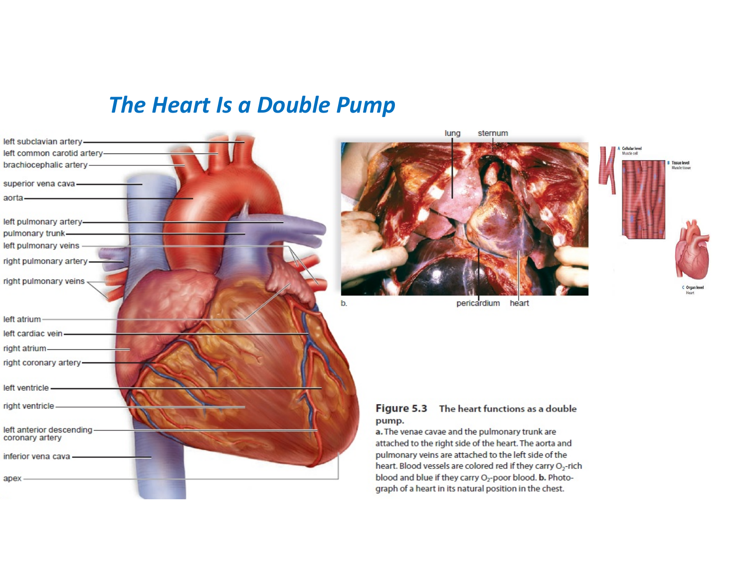# The Heart Is a Double Pump

left subclavian artery

left common carotid artery

brachiocephalic artery

superior vena cava

aorta

left pulmonary artery

pulmonary trunk

left pulmonary veins

right pulmonary artery

right pulmonary veins

left atrium

left cardiac vein

right atrium

right coronary artery

left ventricle

right ventricle

left anterior descending coronary artery

inferior vena cava

apex

lung sternum

b.

pericardium heart

A Cellular level Muscle cell

B Tissue level Muscle tissue

C Organ level Heart

**Figure 5.3** The heart functions as a double pump.
**a.** The venae cavae and the pulmonary trunk are attached to the right side of the heart. The aorta and pulmonary veins are attached to the left side of the heart. Blood vessels are colored red if they carry $O_2$-rich blood and blue if they carry $O_2$-poor blood. **b.** Photograph of a heart in its natural position in the chest.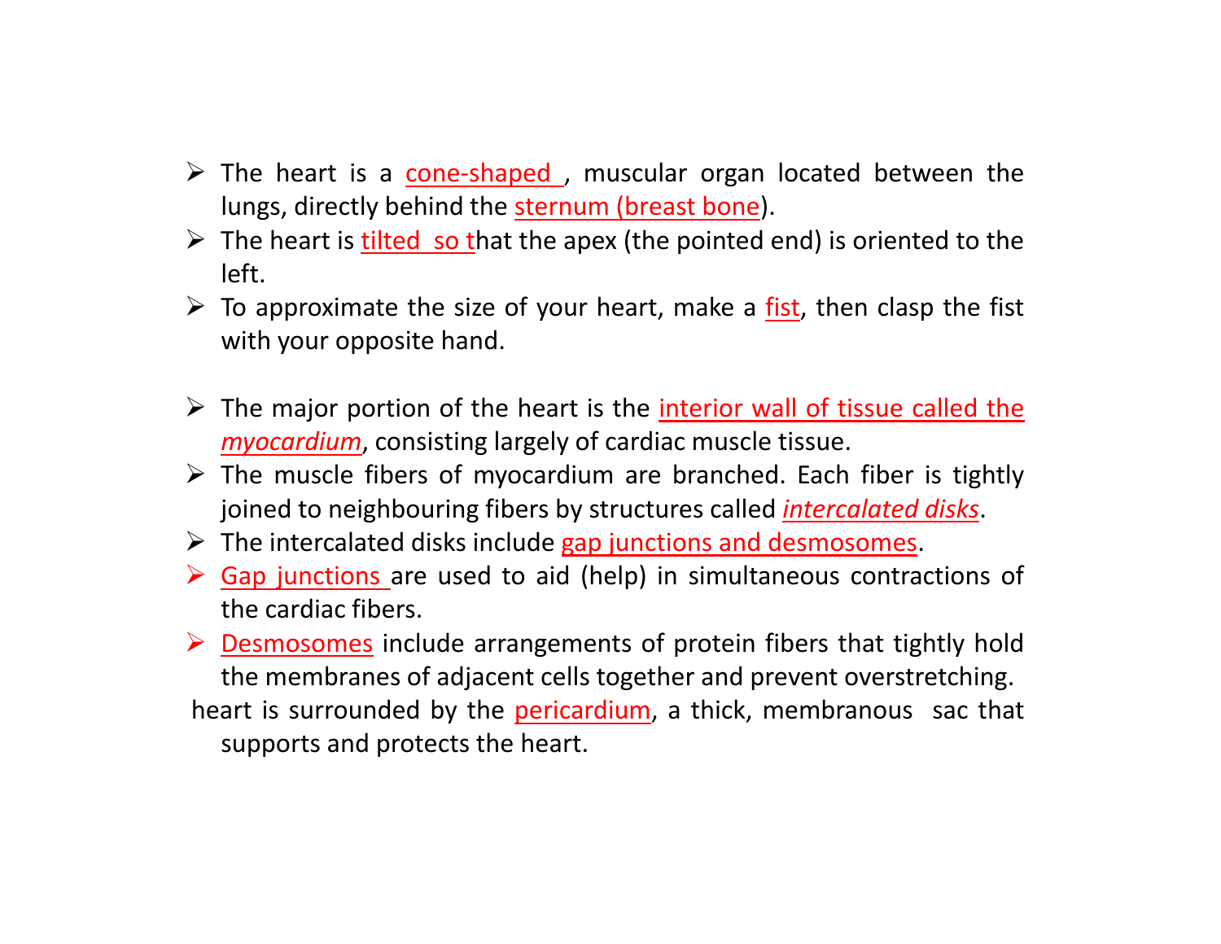- The heart is a cone-shaped , muscular organ located between the lungs, directly behind the sternum (breast bone).
- The heart is tilted so that the apex (the pointed end) is oriented to the left.
- To approximate the size of your heart, make a fist, then clasp the fist with your opposite hand.

- The major portion of the heart is the interior wall of tissue called the *myocardium*, consisting largely of cardiac muscle tissue.
- The muscle fibers of myocardium are branched. Each fiber is tightly joined to neighbouring fibers by structures called *intercalated disks*.
- The intercalated disks include gap junctions and desmosomes.
- Gap junctions are used to aid (help) in simultaneous contractions of the cardiac fibers.
- Desmosomes include arrangements of protein fibers that tightly hold the membranes of adjacent cells together and prevent overstretching.

heart is surrounded by the pericardium, a thick, membranous sac that supports and protects the heart.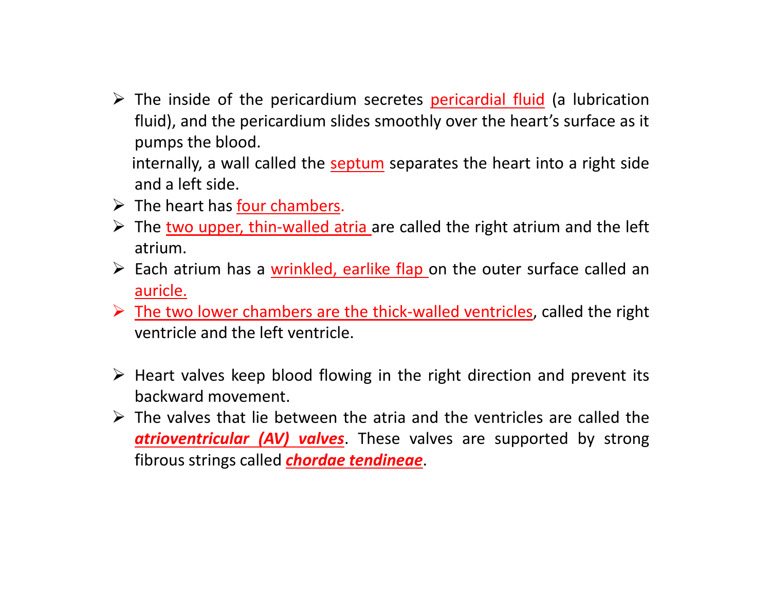- The inside of the pericardium secretes pericardial fluid (a lubrication fluid), and the pericardium slides smoothly over the heart's surface as it pumps the blood.

  internally, a wall called the septum separates the heart into a right side and a left side.
- The heart has four chambers.
- The two upper, thin-walled atria are called the right atrium and the left atrium.
- Each atrium has a wrinkled, earlike flap on the outer surface called an auricle.
- The two lower chambers are the thick-walled ventricles, called the right ventricle and the left ventricle.

- Heart valves keep blood flowing in the right direction and prevent its backward movement.
- The valves that lie between the atria and the ventricles are called the ***atrioventricular (AV) valves***. These valves are supported by strong fibrous strings called ***chordae tendineae***.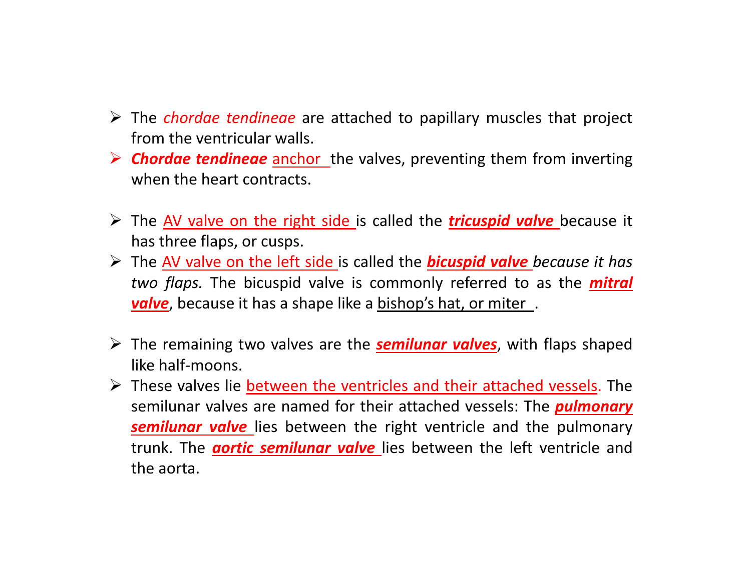- The *chordae tendineae* are attached to papillary muscles that project from the ventricular walls.
- ***Chordae tendineae*** anchor the valves, preventing them from inverting when the heart contracts.

- The AV valve on the right side is called the ***tricuspid valve*** because it has three flaps, or cusps.
- The AV valve on the left side is called the ***bicuspid valve*** *because it has two flaps.* The bicuspid valve is commonly referred to as the ***mitral valve***, because it has a shape like a bishop's hat, or miter.

- The remaining two valves are the ***semilunar valves***, with flaps shaped like half-moons.
- These valves lie between the ventricles and their attached vessels. The semilunar valves are named for their attached vessels: The ***pulmonary semilunar valve*** lies between the right ventricle and the pulmonary trunk. The ***aortic semilunar valve*** lies between the left ventricle and the aorta.